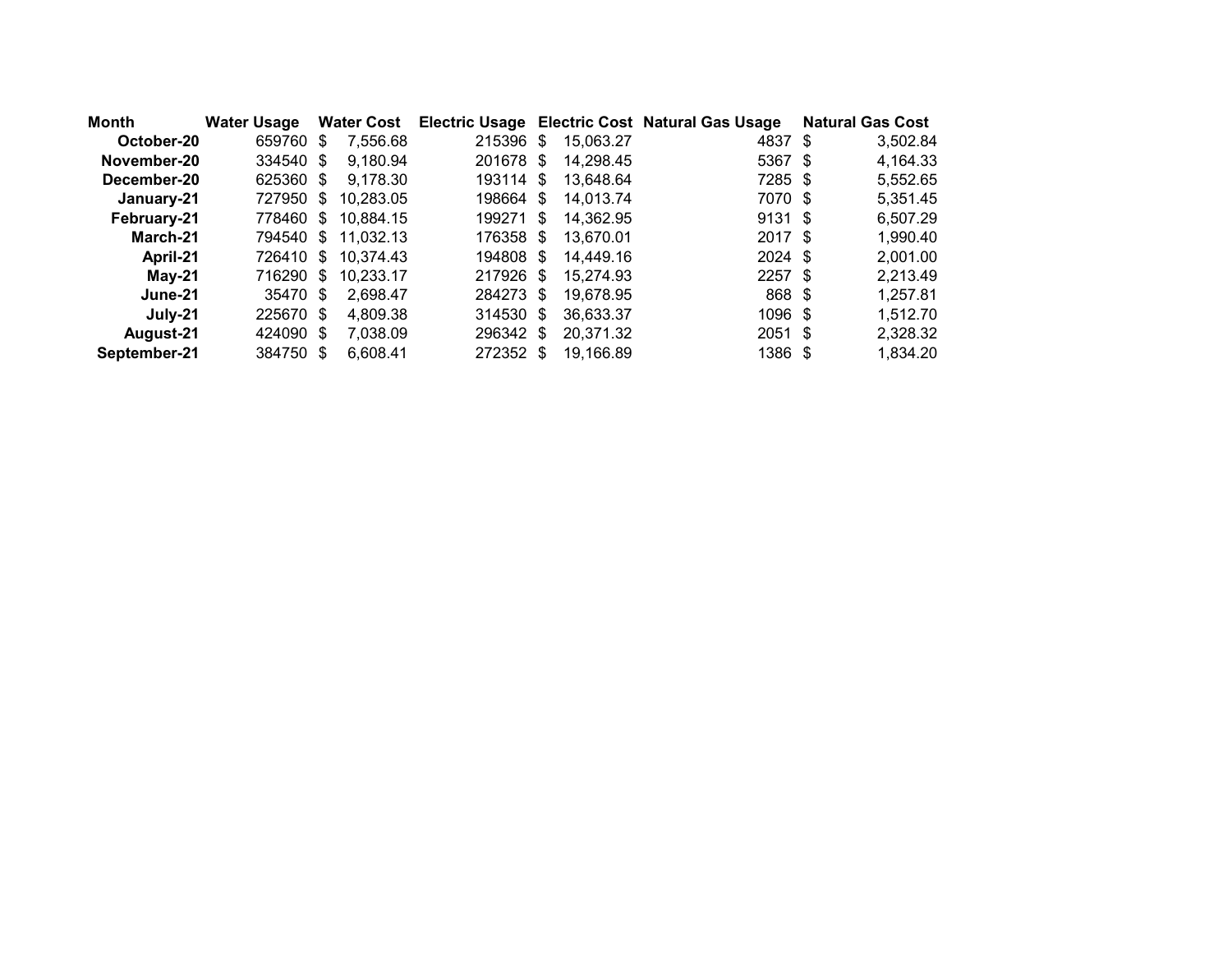| Month | Water Usage | Water Cost | Electric Usage | Electric Cost | Natural Gas Usage | Natural Gas Cost |
|---|---|---|---|---|---|---|
| October-20 | 659760 | $ 7,556.68 | 215396 | $ 15,063.27 | 4837 | $ 3,502.84 |
| November-20 | 334540 | $ 9,180.94 | 201678 | $ 14,298.45 | 5367 | $ 4,164.33 |
| December-20 | 625360 | $ 9,178.30 | 193114 | $ 13,648.64 | 7285 | $ 5,552.65 |
| January-21 | 727950 | $ 10,283.05 | 198664 | $ 14,013.74 | 7070 | $ 5,351.45 |
| February-21 | 778460 | $ 10,884.15 | 199271 | $ 14,362.95 | 9131 | $ 6,507.29 |
| March-21 | 794540 | $ 11,032.13 | 176358 | $ 13,670.01 | 2017 | $ 1,990.40 |
| April-21 | 726410 | $ 10,374.43 | 194808 | $ 14,449.16 | 2024 | $ 2,001.00 |
| May-21 | 716290 | $ 10,233.17 | 217926 | $ 15,274.93 | 2257 | $ 2,213.49 |
| June-21 | 35470 | $ 2,698.47 | 284273 | $ 19,678.95 | 868 | $ 1,257.81 |
| July-21 | 225670 | $ 4,809.38 | 314530 | $ 36,633.37 | 1096 | $ 1,512.70 |
| August-21 | 424090 | $ 7,038.09 | 296342 | $ 20,371.32 | 2051 | $ 2,328.32 |
| September-21 | 384750 | $ 6,608.41 | 272352 | $ 19,166.89 | 1386 | $ 1,834.20 |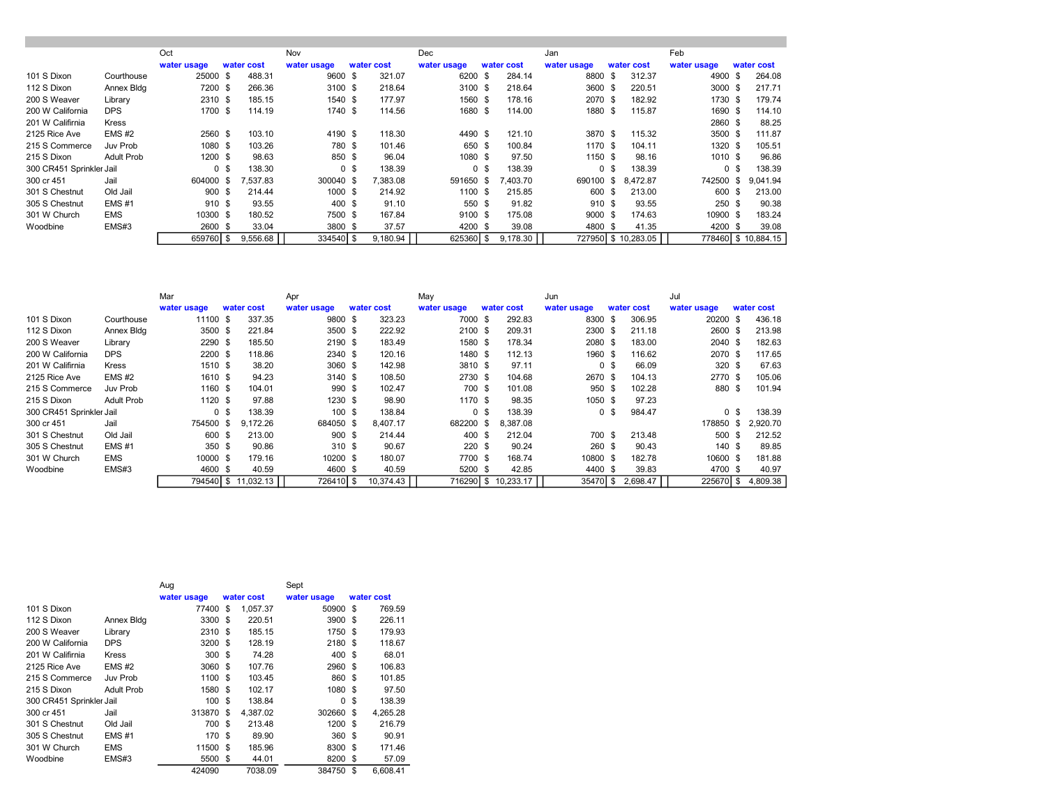| | | Oct | | Nov | | Dec | | Jan | | Feb | |
|---|---|---|---|---|---|---|---|---|---|---|---|
| | | water usage | water cost | water usage | water cost | water usage | water cost | water usage | water cost | water usage | water cost |
| 101 S Dixon | Courthouse | 25000 | $ 488.31 | 9600 | $ 321.07 | 6200 | $ 284.14 | 8800 | $ 312.37 | 4900 | $ 264.08 |
| 112 S Dixon | Annex Bldg | 7200 | $ 266.36 | 3100 | $ 218.64 | 3100 | $ 218.64 | 3600 | $ 220.51 | 3000 | $ 217.71 |
| 200 S Weaver | Library | 2310 | $ 185.15 | 1540 | $ 177.97 | 1560 | $ 178.16 | 2070 | $ 182.92 | 1730 | $ 179.74 |
| 200 W California | DPS | 1700 | $ 114.19 | 1740 | $ 114.56 | 1680 | $ 114.00 | 1880 | $ 115.87 | 1690 | $ 114.10 |
| 201 W Califirnia | Kress | | | | | | | | | 2860 | $ 88.25 |
| 2125 Rice Ave | EMS #2 | 2560 | $ 103.10 | 4190 | $ 118.30 | 4490 | $ 121.10 | 3870 | $ 115.32 | 3500 | $ 111.87 |
| 215 S Commerce | Juv Prob | 1080 | $ 103.26 | 780 | $ 101.46 | 650 | $ 100.84 | 1170 | $ 104.11 | 1320 | $ 105.51 |
| 215 S Dixon | Adult Prob | 1200 | $ 98.63 | 850 | $ 96.04 | 1080 | $ 97.50 | 1150 | $ 98.16 | 1010 | $ 96.86 |
| 300 CR451 Sprinkler | Jail | 0 | $ 138.30 | 0 | $ 138.39 | 0 | $ 138.39 | 0 | $ 138.39 | 0 | $ 138.39 |
| 300 cr 451 | Jail | 604000 | $ 7,537.83 | 300040 | $ 7,383.08 | 591650 | $ 7,403.70 | 690100 | $ 8,472.87 | 742500 | $ 9,041.94 |
| 301 S Chestnut | Old Jail | 900 | $ 214.44 | 1000 | $ 214.92 | 1100 | $ 215.85 | 600 | $ 213.00 | 600 | $ 213.00 |
| 305 S Chestnut | EMS #1 | 910 | $ 93.55 | 400 | $ 91.10 | 550 | $ 91.82 | 910 | $ 93.55 | 250 | $ 90.38 |
| 301 W Church | EMS | 10300 | $ 180.52 | 7500 | $ 167.84 | 9100 | $ 175.08 | 9000 | $ 174.63 | 10900 | $ 183.24 |
| Woodbine | EMS#3 | 2600 | $ 33.04 | 3800 | $ 37.57 | 4200 | $ 39.08 | 4800 | $ 41.35 | 4200 | $ 39.08 |
| | | 659760 | $ 9,556.68 | 334540 | $ 9,180.94 | 625360 | $ 9,178.30 | 727950 | $ 10,283.05 | 778460 | $ 10,884.15 |

| | | Mar | | Apr | | May | | Jun | | Jul | |
|---|---|---|---|---|---|---|---|---|---|---|---|
| | | water usage | water cost | water usage | water cost | water usage | water cost | water usage | water cost | water usage | water cost |
| 101 S Dixon | Courthouse | 11100 | $ 337.35 | 9800 | $ 323.23 | 7000 | $ 292.83 | 8300 | $ 306.95 | 20200 | $ 436.18 |
| 112 S Dixon | Annex Bldg | 3500 | $ 221.84 | 3500 | $ 222.92 | 2100 | $ 209.31 | 2300 | $ 211.18 | 2600 | $ 213.98 |
| 200 S Weaver | Library | 2290 | $ 185.50 | 2190 | $ 183.49 | 1580 | $ 178.34 | 2080 | $ 183.00 | 2040 | $ 182.63 |
| 200 W California | DPS | 2200 | $ 118.86 | 2340 | $ 120.16 | 1480 | $ 112.13 | 1960 | $ 116.62 | 2070 | $ 117.65 |
| 201 W Califirnia | Kress | 1510 | $ 38.20 | 3060 | $ 142.98 | 3810 | $ 97.11 | 0 | $ 66.09 | 320 | $ 67.63 |
| 2125 Rice Ave | EMS #2 | 1610 | $ 94.23 | 3140 | $ 108.50 | 2730 | $ 104.68 | 2670 | $ 104.13 | 2770 | $ 105.06 |
| 215 S Commerce | Juv Prob | 1160 | $ 104.01 | 990 | $ 102.47 | 700 | $ 101.08 | 950 | $ 102.28 | 880 | $ 101.94 |
| 215 S Dixon | Adult Prob | 1120 | $ 97.88 | 1230 | $ 98.90 | 1170 | $ 98.35 | 1050 | $ 97.23 | | |
| 300 CR451 Sprinkler | Jail | 0 | $ 138.39 | 100 | $ 138.84 | 0 | $ 138.39 | 0 | $ 984.47 | 0 | $ 138.39 |
| 300 cr 451 | Jail | 754500 | $ 9,172.26 | 684050 | $ 8,407.17 | 682200 | $ 8,387.08 | | | 178850 | $ 2,920.70 |
| 301 S Chestnut | Old Jail | 600 | $ 213.00 | 900 | $ 214.44 | 400 | $ 212.04 | 700 | $ 213.48 | 500 | $ 212.52 |
| 305 S Chestnut | EMS #1 | 350 | $ 90.86 | 310 | $ 90.67 | 220 | $ 90.24 | 260 | $ 90.43 | 140 | $ 89.85 |
| 301 W Church | EMS | 10000 | $ 179.16 | 10200 | $ 180.07 | 7700 | $ 168.74 | 10800 | $ 182.78 | 10600 | $ 181.88 |
| Woodbine | EMS#3 | 4600 | $ 40.59 | 4600 | $ 40.59 | 5200 | $ 42.85 | 4400 | $ 39.83 | 4700 | $ 40.97 |
| | | 794540 | $ 11,032.13 | 726410 | $ 10,374.43 | 716290 | $ 10,233.17 | 35470 | $ 2,698.47 | 225670 | $ 4,809.38 |

| | | Aug | | Sept | |
|---|---|---|---|---|---|
| | | water usage | water cost | water usage | water cost |
| 101 S Dixon | | 77400 | $ 1,057.37 | 50900 | $ 769.59 |
| 112 S Dixon | Annex Bldg | 3300 | $ 220.51 | 3900 | $ 226.11 |
| 200 S Weaver | Library | 2310 | $ 185.15 | 1750 | $ 179.93 |
| 200 W California | DPS | 3200 | $ 128.19 | 2180 | $ 118.67 |
| 201 W Califirnia | Kress | 300 | $ 74.28 | 400 | $ 68.01 |
| 2125 Rice Ave | EMS #2 | 3060 | $ 107.76 | 2960 | $ 106.83 |
| 215 S Commerce | Juv Prob | 1100 | $ 103.45 | 860 | $ 101.85 |
| 215 S Dixon | Adult Prob | 1580 | $ 102.17 | 1080 | $ 97.50 |
| 300 CR451 Sprinkler | Jail | 100 | $ 138.84 | 0 | $ 138.39 |
| 300 cr 451 | Jail | 313870 | $ 4,387.02 | 302660 | $ 4,265.28 |
| 301 S Chestnut | Old Jail | 700 | $ 213.48 | 1200 | $ 216.79 |
| 305 S Chestnut | EMS #1 | 170 | $ 89.90 | 360 | $ 90.91 |
| 301 W Church | EMS | 11500 | $ 185.96 | 8300 | $ 171.46 |
| Woodbine | EMS#3 | 5500 | $ 44.01 | 8200 | $ 57.09 |
| | | 424090 | 7038.09 | 384750 | $ 6,608.41 |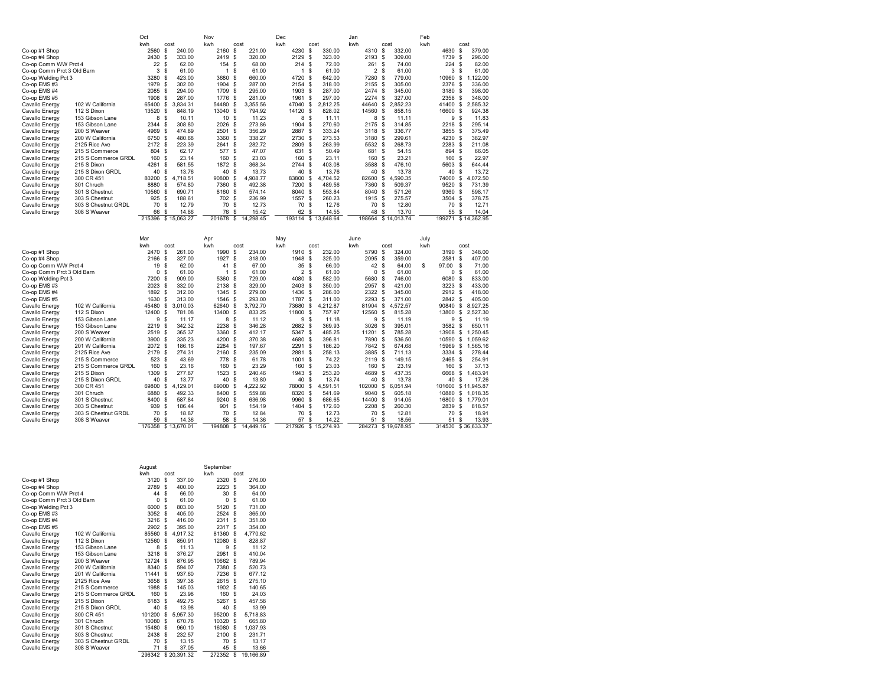| | | Oct | | Nov | | Dec | | Jan | | Feb | |
|---|---|---|---|---|---|---|---|---|---|---|---|
| | | kwh | cost | kwh | cost | kwh | cost | kwh | cost | kwh | cost |
| Co-op #1 Shop | | 2560 | $ 240.00 | 2160 | $ 221.00 | 4230 | $ 330.00 | 4310 | $ 332.00 | 4630 | $ 379.00 |
| Co-op #4 Shop | | 2430 | $ 333.00 | 2419 | $ 320.00 | 2129 | $ 323.00 | 2193 | $ 309.00 | 1739 | $ 296.00 |
| Co-op Comm WW Prct 4 | | 22 | $ 62.00 | 154 | $ 68.00 | 214 | $ 72.00 | 261 | $ 74.00 | 224 | $ 82.00 |
| Co-op Comm Prct 3 Old Barn | | 3 | $ 61.00 | 1 | $ 61.00 | 1 | $ 61.00 | 2 | $ 61.00 | 3 | $ 61.00 |
| Co-op Welding Pct 3 | | 3280 | $ 423.00 | 3680 | $ 660.00 | 4720 | $ 642.00 | 7280 | $ 779.00 | 10960 | $ 1,122.00 |
| Co-op EMS #3 | | 1979 | $ 302.00 | 1904 | $ 287.00 | 2154 | $ 318.00 | 2155 | $ 305.00 | 2376 | $ 336.00 |
| Co-op EMS #4 | | 2085 | $ 294.00 | 1709 | $ 295.00 | 1903 | $ 287.00 | 2474 | $ 345.00 | 3180 | $ 398.00 |
| Co-op EMS #5 | | 1908 | $ 287.00 | 1776 | $ 281.00 | 1961 | $ 297.00 | 2274 | $ 327.00 | 2358 | $ 348.00 |
| Cavallo Energy | 102 W California | 65400 | $ 3,834.31 | 54480 | $ 3,355.56 | 47040 | $ 2,812.25 | 44640 | $ 2,852.23 | 41400 | $ 2,585.32 |
| Cavallo Energy | 112 S Dixon | 13520 | $ 848.19 | 13040 | $ 794.92 | 14120 | $ 828.02 | 14560 | $ 858.15 | 16600 | $ 924.38 |
| Cavallo Energy | 153 Gibson Lane | 8 | $ 10.11 | 10 | $ 11.23 | 8 | $ 11.11 | 8 | $ 11.11 | 9 | $ 11.83 |
| Cavallo Energy | 153 Gibson Lane | 2344 | $ 308.80 | 2026 | $ 273.86 | 1904 | $ 270.60 | 2175 | $ 314.85 | 2218 | $ 295.14 |
| Cavallo Energy | 200 S Weaver | 4969 | $ 474.89 | 2501 | $ 356.29 | 2887 | $ 333.24 | 3118 | $ 336.77 | 3855 | $ 375.49 |
| Cavallo Energy | 200 W California | 6750 | $ 480.68 | 3360 | $ 338.27 | 2730 | $ 273.53 | 3180 | $ 299.61 | 4230 | $ 382.97 |
| Cavallo Energy | 2125 Rice Ave | 2172 | $ 223.39 | 2641 | $ 282.72 | 2809 | $ 263.99 | 5532 | $ 268.73 | 2283 | $ 211.08 |
| Cavallo Energy | 215 S Commerce | 804 | $ 62.17 | 577 | $ 47.07 | 631 | $ 50.49 | 681 | $ 54.15 | 894 | $ 66.05 |
| Cavallo Energy | 215 S Commerce GRDL | 160 | $ 23.14 | 160 | $ 23.03 | 160 | $ 23.11 | 160 | $ 23.21 | 160 | $ 22.97 |
| Cavallo Energy | 215 S Dixon | 4261 | $ 581.55 | 1872 | $ 368.34 | 2744 | $ 403.08 | 3588 | $ 476.10 | 5603 | $ 644.44 |
| Cavallo Energy | 215 S Dixon GRDL | 40 | $ 13.76 | 40 | $ 13.73 | 40 | $ 13.76 | 40 | $ 13.78 | 40 | $ 13.72 |
| Cavallo Energy | 300 CR 451 | 80200 | $ 4,718.51 | 90800 | $ 4,908.77 | 83800 | $ 4,704.52 | 82600 | $ 4,590.35 | 74000 | $ 4,072.50 |
| Cavallo Energy | 301 Chruch | 8880 | $ 574.80 | 7360 | $ 492.38 | 7200 | $ 489.56 | 7360 | $ 509.37 | 9520 | $ 731.39 |
| Cavallo Energy | 301 S Chestnut | 10560 | $ 690.71 | 8160 | $ 574.14 | 8040 | $ 553.84 | 8040 | $ 571.26 | 9360 | $ 598.17 |
| Cavallo Energy | 303 S Chestnut | 925 | $ 188.61 | 702 | $ 236.99 | 1557 | $ 260.23 | 1915 | $ 275.57 | 3504 | $ 378.75 |
| Cavallo Energy | 303 S Chestnut GRDL | 70 | $ 12.79 | 70 | $ 12.73 | 70 | $ 12.76 | 70 | $ 12.80 | 70 | $ 12.71 |
| Cavallo Energy | 308 S Weaver | 66 | $ 14.86 | 76 | $ 15.42 | 62 | $ 14.55 | 48 | $ 13.70 | 55 | $ 14.04 |
| | | 215396 | $ 15,063.27 | 201678 | $ 14,298.45 | 193114 | $ 13,648.64 | 198664 | $ 14,013.74 | 199271 | $ 14,362.95 |

| | | Mar | | Apr | | May | | June | | July | |
|---|---|---|---|---|---|---|---|---|---|---|---|
| | | kwh | cost | kwh | cost | kwh | cost | kwh | cost | kwh | cost |
| Co-op #1 Shop | | 2470 | $ 261.00 | 1990 | $ 234.00 | 1910 | $ 232.00 | 5790 | $ 324.00 | 3190 | $ 348.00 |
| Co-op #4 Shop | | 2166 | $ 327.00 | 1927 | $ 318.00 | 1948 | $ 325.00 | 2095 | $ 359.00 | 2581 | $ 407.00 |
| Co-op Comm WW Prct 4 | | 19 | $ 62.00 | 41 | $ 67.00 | 35 | $ 66.00 | 42 | $ 64.00 | $ 97.00 | $ 71.00 |
| Co-op Comm Prct 3 Old Barn | | 0 | $ 61.00 | 1 | $ 61.00 | 2 | $ 61.00 | 0 | $ 61.00 | 0 | $ 61.00 |
| Co-op Welding Pct 3 | | 7200 | $ 909.00 | 5360 | $ 729.00 | 4080 | $ 582.00 | 5680 | $ 746.00 | 6080 | $ 833.00 |
| Co-op EMS #3 | | 2023 | $ 332.00 | 2138 | $ 329.00 | 2403 | $ 350.00 | 2957 | $ 421.00 | 3223 | $ 433.00 |
| Co-op EMS #4 | | 1892 | $ 312.00 | 1345 | $ 279.00 | 1436 | $ 286.00 | 2322 | $ 345.00 | 2912 | $ 418.00 |
| Co-op EMS #5 | | 1630 | $ 313.00 | 1546 | $ 293.00 | 1787 | $ 311.00 | 2293 | $ 371.00 | 2842 | $ 405.00 |
| Cavallo Energy | 102 W California | 45480 | $ 3,010.03 | 62640 | $ 3,792.70 | 73680 | $ 4,212.87 | 81904 | $ 4,572.57 | 90840 | $ 8,927.25 |
| Cavallo Energy | 112 S Dixon | 12400 | $ 781.08 | 13400 | $ 833.25 | 11800 | $ 757.97 | 12560 | $ 815.28 | 13800 | $ 2,527.30 |
| Cavallo Energy | 153 Gibson Lane | 9 | $ 11.17 | 8 | $ 11.12 | 9 | $ 11.18 | 9 | $ 11.19 | 9 | $ 11.19 |
| Cavallo Energy | 153 Gibson Lane | 2219 | $ 342.32 | 2238 | $ 346.28 | 2682 | $ 369.93 | 3026 | $ 395.01 | 3582 | $ 650.11 |
| Cavallo Energy | 200 S Weaver | 2519 | $ 365.37 | 3360 | $ 412.17 | 5347 | $ 485.25 | 11201 | $ 785.28 | 13908 | $ 1,250.45 |
| Cavallo Energy | 200 W California | 3900 | $ 335.23 | 4200 | $ 370.38 | 4680 | $ 396.81 | 7890 | $ 536.50 | 10590 | $ 1,059.62 |
| Cavallo Energy | 201 W California | 2072 | $ 186.16 | 2284 | $ 197.67 | 2291 | $ 186.20 | 7842 | $ 674.68 | 15969 | $ 1,565.16 |
| Cavallo Energy | 2125 Rice Ave | 2179 | $ 274.31 | 2160 | $ 235.09 | 2881 | $ 258.13 | 3885 | $ 711.13 | 3334 | $ 278.44 |
| Cavallo Energy | 215 S Commerce | 523 | $ 43.69 | 778 | $ 61.78 | 1001 | $ 74.22 | 2119 | $ 149.15 | 2465 | $ 254.91 |
| Cavallo Energy | 215 S Commerce GRDL | 160 | $ 23.16 | 160 | $ 23.29 | 160 | $ 23.03 | 160 | $ 23.19 | 160 | $ 37.13 |
| Cavallo Energy | 215 S Dixon | 1309 | $ 277.87 | 1523 | $ 240.46 | 1943 | $ 253.20 | 4689 | $ 437.35 | 6668 | $ 1,483.91 |
| Cavallo Energy | 215 S Dixon GRDL | 40 | $ 13.77 | 40 | $ 13.80 | 40 | $ 13.74 | 40 | $ 13.78 | 40 | $ 17.26 |
| Cavallo Energy | 300 CR 451 | 69800 | $ 4,129.01 | 69000 | $ 4,222.92 | 78000 | $ 4,591.51 | 102000 | $ 6,051.94 | 101600 | $ 11,945.87 |
| Cavallo Energy | 301 Chruch | 6880 | $ 492.33 | 8400 | $ 559.88 | 8320 | $ 541.69 | 9040 | $ 605.18 | 10880 | $ 1,018.35 |
| Cavallo Energy | 301 S Chestnut | 8400 | $ 587.84 | 9240 | $ 636.98 | 9960 | $ 686.65 | 14400 | $ 914.05 | 16800 | $ 1,779.01 |
| Cavallo Energy | 303 S Chestnut | 939 | $ 186.44 | 901 | $ 154.19 | 1404 | $ 172.60 | 2208 | $ 260.30 | 2839 | $ 818.57 |
| Cavallo Energy | 303 S Chestnut GRDL | 70 | $ 18.87 | 70 | $ 12.84 | 70 | $ 12.73 | 70 | $ 12.81 | 70 | $ 18.91 |
| Cavallo Energy | 308 S Weaver | 59 | $ 14.36 | 58 | $ 14.36 | 57 | $ 14.22 | 51 | $ 18.56 | 51 | $ 13.93 |
| | | 176358 | $ 13,670.01 | 194808 | $ 14,449.16 | 217926 | $ 15,274.93 | 284273 | $ 19,678.95 | 314530 | $ 36,633.37 |

| | | August | | September | |
|---|---|---|---|---|---|
| | | kwh | cost | kwh | cost |
| Co-op #1 Shop | | 3120 | $ 337.00 | 2320 | $ 276.00 |
| Co-op #4 Shop | | 2789 | $ 400.00 | 2223 | $ 364.00 |
| Co-op Comm WW Prct 4 | | 44 | $ 66.00 | 30 | $ 64.00 |
| Co-op Comm Prct 3 Old Barn | | 0 | $ 61.00 | 0 | $ 61.00 |
| Co-op Welding Pct 3 | | 6000 | $ 803.00 | 5120 | $ 731.00 |
| Co-op EMS #3 | | 3052 | $ 405.00 | 2524 | $ 365.00 |
| Co-op EMS #4 | | 3216 | $ 416.00 | 2311 | $ 351.00 |
| Co-op EMS #5 | | 2902 | $ 395.00 | 2317 | $ 354.00 |
| Cavallo Energy | 102 W California | 85560 | $ 4,917.32 | 81360 | $ 4,770.62 |
| Cavallo Energy | 112 S Dixon | 12560 | $ 850.91 | 12080 | $ 828.87 |
| Cavallo Energy | 153 Gibson Lane | 8 | $ 11.13 | 9 | $ 11.12 |
| Cavallo Energy | 153 Gibson Lane | 3218 | $ 376.27 | 2981 | $ 410.04 |
| Cavallo Energy | 200 S Weaver | 12724 | $ 876.95 | 10662 | $ 789.94 |
| Cavallo Energy | 200 W California | 8340 | $ 594.07 | 7380 | $ 520.73 |
| Cavallo Energy | 201 W California | 11441 | $ 937.60 | 7236 | $ 677.12 |
| Cavallo Energy | 2125 Rice Ave | 3658 | $ 397.38 | 2615 | $ 275.10 |
| Cavallo Energy | 215 S Commerce | 1988 | $ 145.03 | 1902 | $ 140.65 |
| Cavallo Energy | 215 S Commerce GRDL | 160 | $ 23.98 | 160 | $ 24.03 |
| Cavallo Energy | 215 S Dixon | 6183 | $ 492.75 | 5267 | $ 457.58 |
| Cavallo Energy | 215 S Dixon GRDL | 40 | $ 13.98 | 40 | $ 13.99 |
| Cavallo Energy | 300 CR 451 | 101200 | $ 5,957.30 | 95200 | $ 5,718.83 |
| Cavallo Energy | 301 Chruch | 10080 | $ 670.78 | 10320 | $ 665.80 |
| Cavallo Energy | 301 S Chestnut | 15480 | $ 960.10 | 16080 | $ 1,037.93 |
| Cavallo Energy | 303 S Chestnut | 2438 | $ 232.57 | 2100 | $ 231.71 |
| Cavallo Energy | 303 S Chestnut GRDL | 70 | $ 13.15 | 70 | $ 13.17 |
| Cavallo Energy | 308 S Weaver | 71 | $ 37.05 | 45 | $ 13.66 |
| | | 296342 | $ 20,391.32 | 272352 | $ 19,166.89 |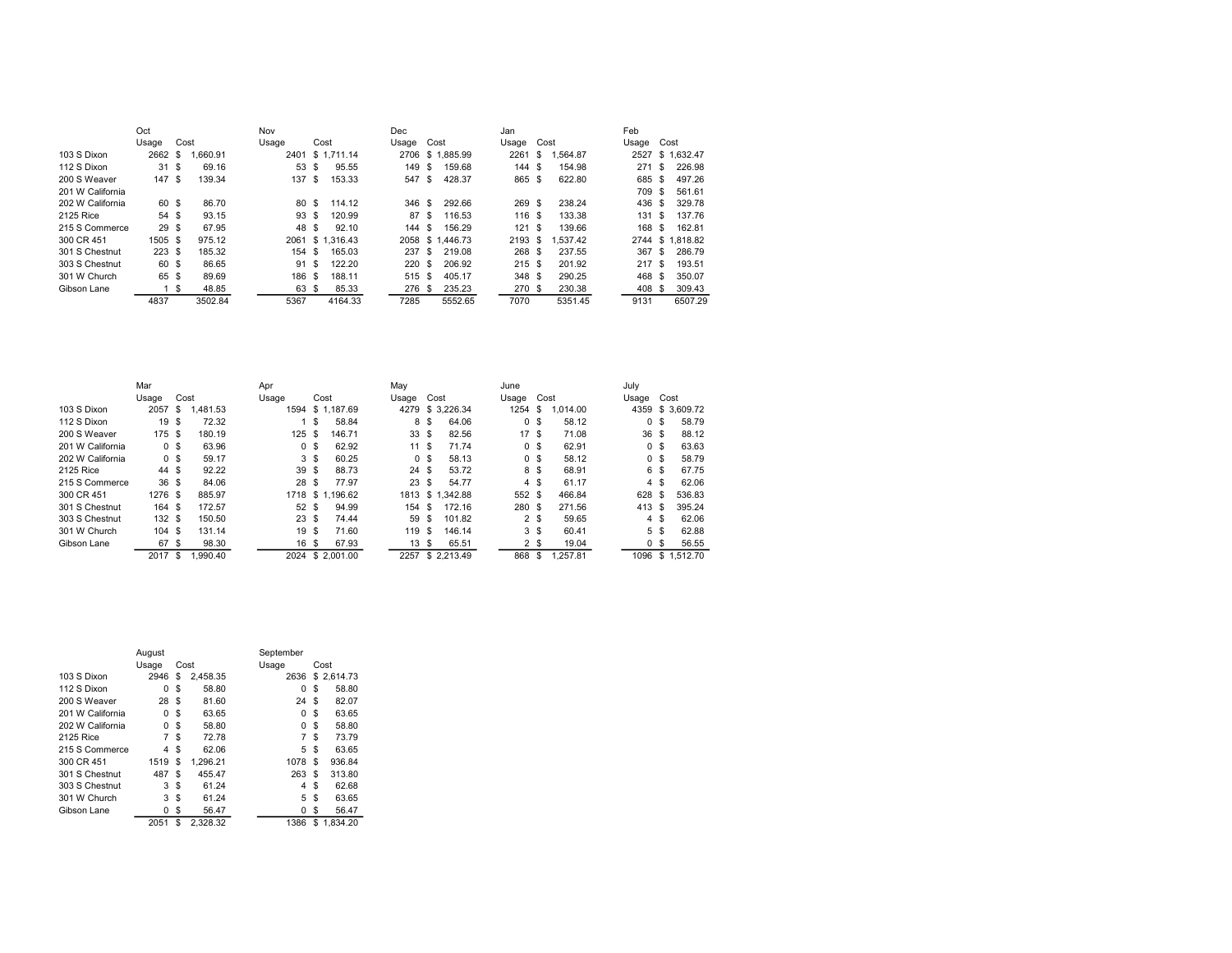| | Oct | | Nov | | Dec | | Jan | | Feb | |
|---|---|---|---|---|---|---|---|---|---|---|
| | Usage | Cost | Usage | Cost | Usage | Cost | Usage | Cost | Usage | Cost |
| 103 S Dixon | 2662 | $ 1,660.91 | 2401 | $ 1,711.14 | 2706 | $ 1,885.99 | 2261 | $ 1,564.87 | 2527 | $ 1,632.47 |
| 112 S Dixon | 31 | $ 69.16 | 53 | $ 95.55 | 149 | $ 159.68 | 144 | $ 154.98 | 271 | $ 226.98 |
| 200 S Weaver | 147 | $ 139.34 | 137 | $ 153.33 | 547 | $ 428.37 | 865 | $ 622.80 | 685 | $ 497.26 |
| 201 W California | | | | | | | | | 709 | $ 561.61 |
| 202 W California | 60 | $ 86.70 | 80 | $ 114.12 | 346 | $ 292.66 | 269 | $ 238.24 | 436 | $ 329.78 |
| 2125 Rice | 54 | $ 93.15 | 93 | $ 120.99 | 87 | $ 116.53 | 116 | $ 133.38 | 131 | $ 137.76 |
| 215 S Commerce | 29 | $ 67.95 | 48 | $ 92.10 | 144 | $ 156.29 | 121 | $ 139.66 | 168 | $ 162.81 |
| 300 CR 451 | 1505 | $ 975.12 | 2061 | $ 1,316.43 | 2058 | $ 1,446.73 | 2193 | $ 1,537.42 | 2744 | $ 1,818.82 |
| 301 S Chestnut | 223 | $ 185.32 | 154 | $ 165.03 | 237 | $ 219.08 | 268 | $ 237.55 | 367 | $ 286.79 |
| 303 S Chestnut | 60 | $ 86.65 | 91 | $ 122.20 | 220 | $ 206.92 | 215 | $ 201.92 | 217 | $ 193.51 |
| 301 W Church | 65 | $ 89.69 | 186 | $ 188.11 | 515 | $ 405.17 | 348 | $ 290.25 | 468 | $ 350.07 |
| Gibson Lane | 1 | $ 48.85 | 63 | $ 85.33 | 276 | $ 235.23 | 270 | $ 230.38 | 408 | $ 309.43 |
| | 4837 | 3502.84 | 5367 | 4164.33 | 7285 | 5552.65 | 7070 | 5351.45 | 9131 | 6507.29 |

| | Mar | | Apr | | May | | June | | July | |
|---|---|---|---|---|---|---|---|---|---|---|
| | Usage | Cost | Usage | Cost | Usage | Cost | Usage | Cost | Usage | Cost |
| 103 S Dixon | 2057 | $ 1,481.53 | 1594 | $ 1,187.69 | 4279 | $ 3,226.34 | 1254 | $ 1,014.00 | 4359 | $ 3,609.72 |
| 112 S Dixon | 19 | $ 72.32 | 1 | $ 58.84 | 8 | $ 64.06 | 0 | $ 58.12 | 0 | $ 58.79 |
| 200 S Weaver | 175 | $ 180.19 | 125 | $ 146.71 | 33 | $ 82.56 | 17 | $ 71.08 | 36 | $ 88.12 |
| 201 W California | 0 | $ 63.96 | 0 | $ 62.92 | 11 | $ 71.74 | 0 | $ 62.91 | 0 | $ 63.63 |
| 202 W California | 0 | $ 59.17 | 3 | $ 60.25 | 0 | $ 58.13 | 0 | $ 58.12 | 0 | $ 58.79 |
| 2125 Rice | 44 | $ 92.22 | 39 | $ 88.73 | 24 | $ 53.72 | 8 | $ 68.91 | 6 | $ 67.75 |
| 215 S Commerce | 36 | $ 84.06 | 28 | $ 77.97 | 23 | $ 54.77 | 4 | $ 61.17 | 4 | $ 62.06 |
| 300 CR 451 | 1276 | $ 885.97 | 1718 | $ 1,196.62 | 1813 | $ 1,342.88 | 552 | $ 466.84 | 628 | $ 536.83 |
| 301 S Chestnut | 164 | $ 172.57 | 52 | $ 94.99 | 154 | $ 172.16 | 280 | $ 271.56 | 413 | $ 395.24 |
| 303 S Chestnut | 132 | $ 150.50 | 23 | $ 74.44 | 59 | $ 101.82 | 2 | $ 59.65 | 4 | $ 62.06 |
| 301 W Church | 104 | $ 131.14 | 19 | $ 71.60 | 119 | $ 146.14 | 3 | $ 60.41 | 5 | $ 62.88 |
| Gibson Lane | 67 | $ 98.30 | 16 | $ 67.93 | 13 | $ 65.51 | 2 | $ 19.04 | 0 | $ 56.55 |
| | 2017 | $ 1,990.40 | 2024 | $ 2,001.00 | 2257 | $ 2,213.49 | 868 | $ 1,257.81 | 1096 | $ 1,512.70 |

| | August | | September | |
|---|---|---|---|---|
| | Usage | Cost | Usage | Cost |
| 103 S Dixon | 2946 | $ 2,458.35 | 2636 | $ 2,614.73 |
| 112 S Dixon | 0 | $ 58.80 | 0 | $ 58.80 |
| 200 S Weaver | 28 | $ 81.60 | 24 | $ 82.07 |
| 201 W California | 0 | $ 63.65 | 0 | $ 63.65 |
| 202 W California | 0 | $ 58.80 | 0 | $ 58.80 |
| 2125 Rice | 7 | $ 72.78 | 7 | $ 73.79 |
| 215 S Commerce | 4 | $ 62.06 | 5 | $ 63.65 |
| 300 CR 451 | 1519 | $ 1,296.21 | 1078 | $ 936.84 |
| 301 S Chestnut | 487 | $ 455.47 | 263 | $ 313.80 |
| 303 S Chestnut | 3 | $ 61.24 | 4 | $ 62.68 |
| 301 W Church | 3 | $ 61.24 | 5 | $ 63.65 |
| Gibson Lane | 0 | $ 56.47 | 0 | $ 56.47 |
| | 2051 | $ 2,328.32 | 1386 | $ 1,834.20 |